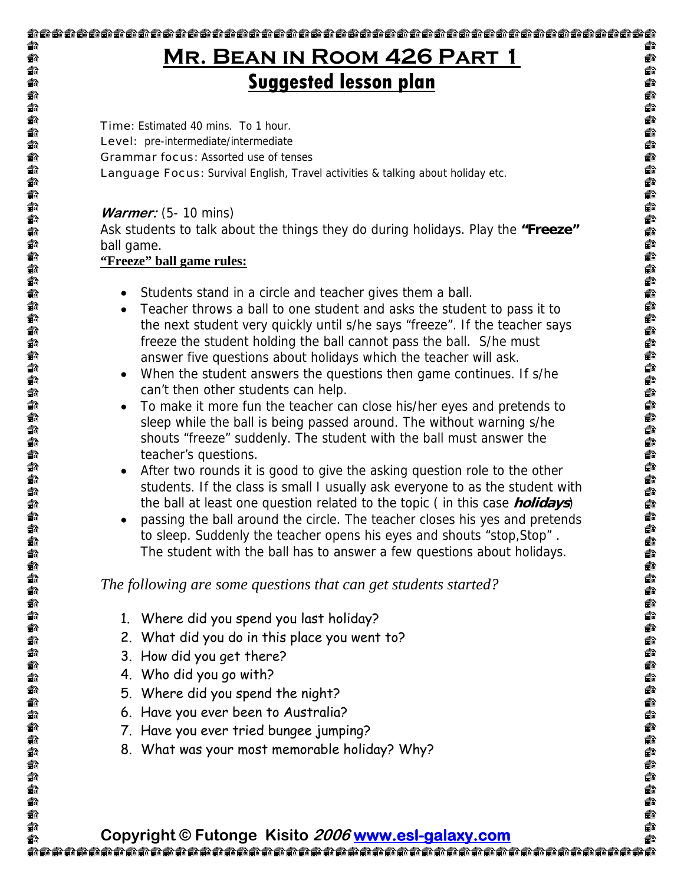# Mr. Bean in Room 426 Part 1

## Suggested lesson plan

Time: Estimated 40 mins. To 1 hour.
Level: pre-intermediate/intermediate
Grammar focus: Assorted use of tenses
Language Focus: Survival English, Travel activities & talking about holiday etc.

***Warmer:*** (5- 10 mins)
Ask students to talk about the things they do during holidays. Play the **"Freeze"** ball game.

**"Freeze" ball game rules:**

- Students stand in a circle and teacher gives them a ball.
- Teacher throws a ball to one student and asks the student to pass it to the next student very quickly until s/he says "freeze". If the teacher says freeze the student holding the ball cannot pass the ball. S/he must answer five questions about holidays which the teacher will ask.
- When the student answers the questions then game continues. If s/he can't then other students can help.
- To make it more fun the teacher can close his/her eyes and pretends to sleep while the ball is being passed around. The without warning s/he shouts "freeze" suddenly. The student with the ball must answer the teacher's questions.
- After two rounds it is good to give the asking question role to the other students. If the class is small I usually ask everyone to as the student with the ball at least one question related to the topic ( in this case ***holidays***)
- passing the ball around the circle. The teacher closes his yes and pretends to sleep. Suddenly the teacher opens his eyes and shouts "stop,Stop" . The student with the ball has to answer a few questions about holidays.

*The following are some questions that can get students started?*

1. Where did you spend you last holiday?
2. What did you do in this place you went to?
3. How did you get there?
4. Who did you go with?
5. Where did you spend the night?
6. Have you ever been to Australia?
7. Have you ever tried bungee jumping?
8. What was your most memorable holiday? Why?

**Copyright © Futonge Kisito *2006* www.esl-galaxy.com**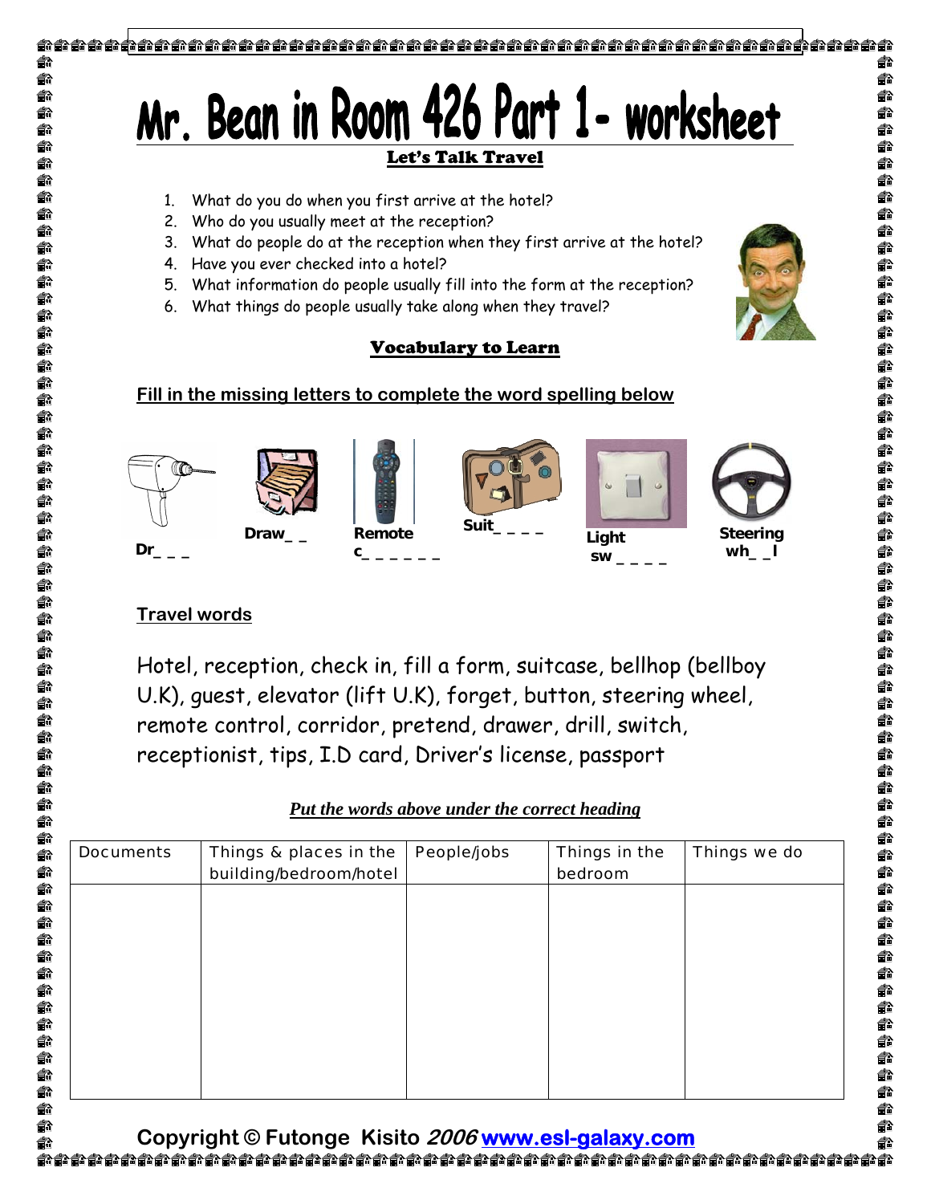# Mr. Bean in Room 426 Part 1- worksheet

## Let's Talk Travel

1. What do you do when you first arrive at the hotel?
2. Who do you usually meet at the reception?
3. What do people do at the reception when they first arrive at the hotel?
4. Have you ever checked into a hotel?
5. What information do people usually fill into the form at the reception?
6. What things do people usually take along when they travel?

## Vocabulary to Learn

**Fill in the missing letters to complete the word spelling below**

Dr_ _ _ &nbsp;&nbsp; Draw_ _ &nbsp;&nbsp; Remote c_ _ _ _ _ _ &nbsp;&nbsp; Suit_ _ _ _ &nbsp;&nbsp; Light sw _ _ _ _ &nbsp;&nbsp; Steering wh_ _l

**Travel words**

Hotel, reception, check in, fill a form, suitcase, bellhop (bellboy U.K), guest, elevator (lift U.K), forget, button, steering wheel, remote control, corridor, pretend, drawer, drill, switch, receptionist, tips, I.D card, Driver's license, passport

***Put the words above under the correct heading***

| Documents | Things & places in the building/bedroom/hotel | People/jobs | Things in the bedroom | Things we do |
|---|---|---|---|---|
| | | | | |

Copyright © Futonge Kisito *2006* www.esl-galaxy.com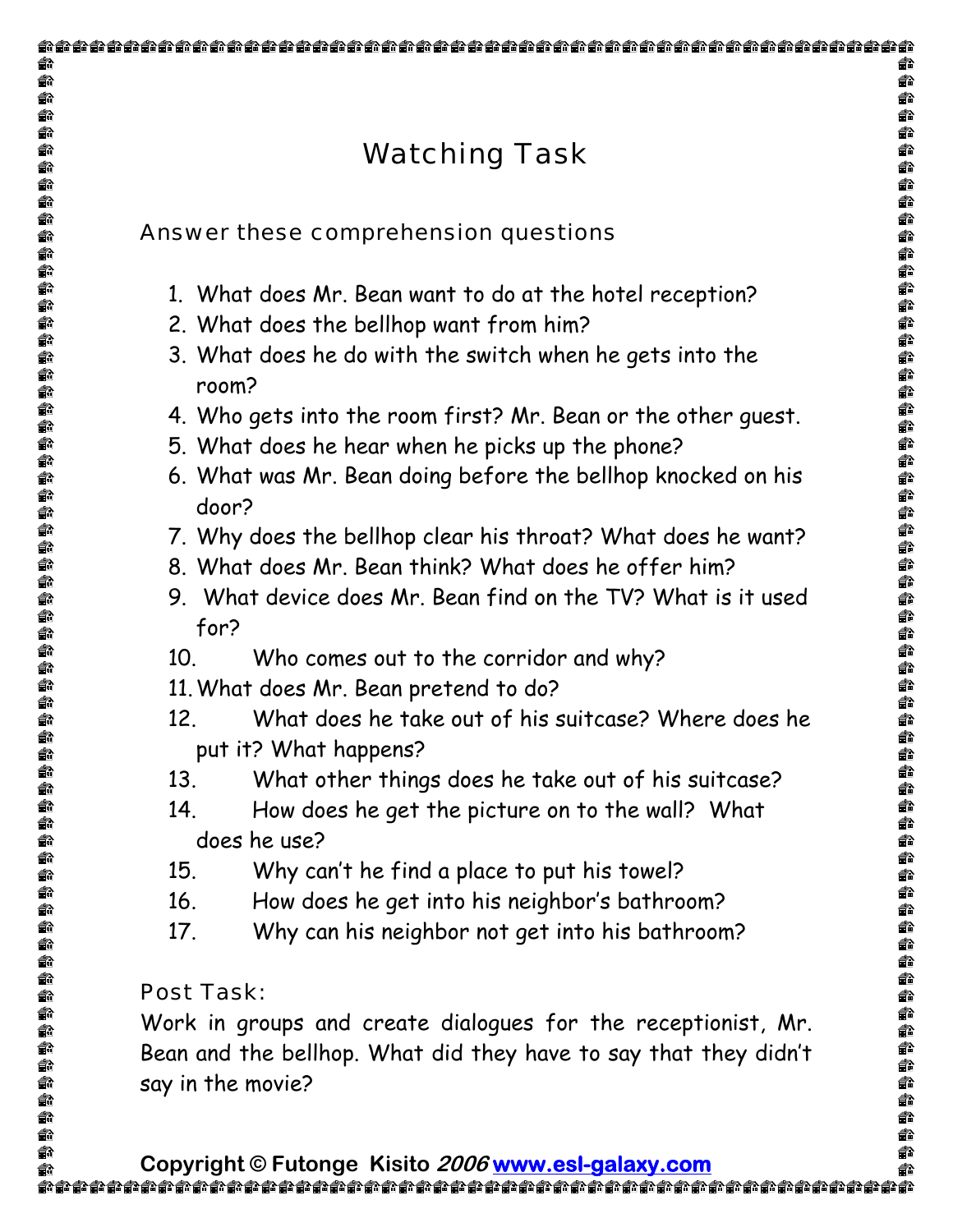# Watching Task

## Answer these comprehension questions

1. What does Mr. Bean want to do at the hotel reception?
2. What does the bellhop want from him?
3. What does he do with the switch when he gets into the room?
4. Who gets into the room first? Mr. Bean or the other guest.
5. What does he hear when he picks up the phone?
6. What was Mr. Bean doing before the bellhop knocked on his door?
7. Why does the bellhop clear his throat? What does he want?
8. What does Mr. Bean think? What does he offer him?
9. What device does Mr. Bean find on the TV? What is it used for?
10. Who comes out to the corridor and why?
11. What does Mr. Bean pretend to do?
12. What does he take out of his suitcase? Where does he put it? What happens?
13. What other things does he take out of his suitcase?
14. How does he get the picture on to the wall? What does he use?
15. Why can't he find a place to put his towel?
16. How does he get into his neighbor's bathroom?
17. Why can his neighbor not get into his bathroom?

## Post Task:

Work in groups and create dialogues for the receptionist, Mr. Bean and the bellhop. What did they have to say that they didn't say in the movie?

**Copyright © Futonge Kisito *2006* www.esl-galaxy.com**